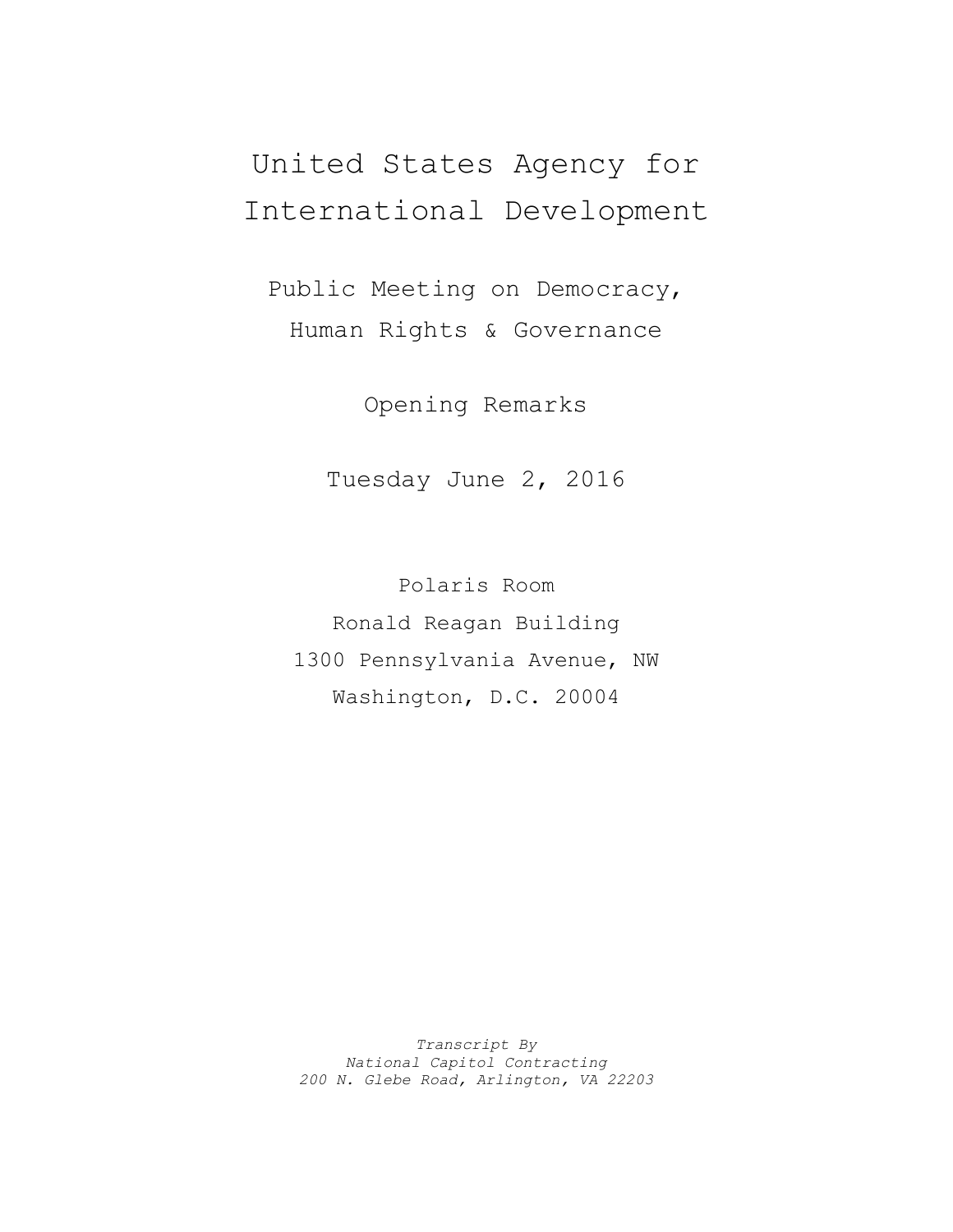# United States Agency for International Development

## Public Meeting on Democracy, Human Rights & Governance

### Opening Remarks

Tuesday June 2, 2016

Polaris Room
Ronald Reagan Building
1300 Pennsylvania Avenue, NW
Washington, D.C. 20004

*Transcript By*
*National Capitol Contracting*
*200 N. Glebe Road, Arlington, VA 22203*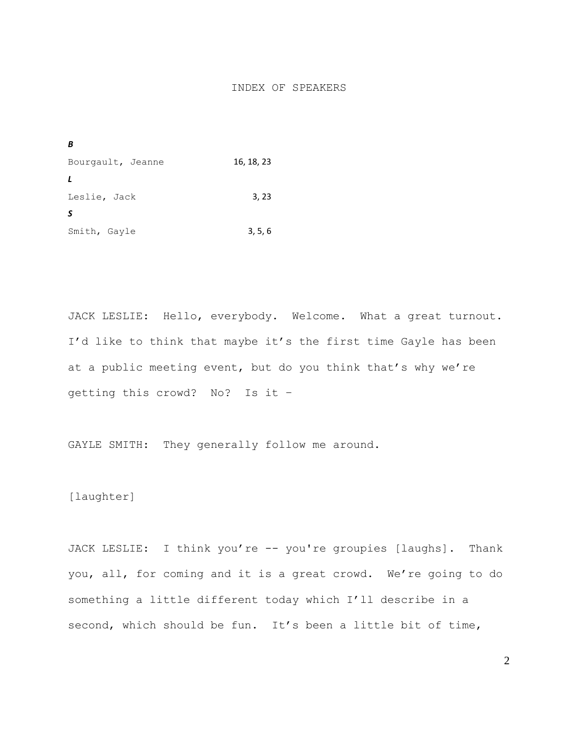# INDEX OF SPEAKERS

***B***

Bourgault, Jeanne 16, 18, 23

***L***

Leslie, Jack 3, 23

***S***

Smith, Gayle 3, 5, 6

JACK LESLIE: Hello, everybody. Welcome. What a great turnout. I'd like to think that maybe it's the first time Gayle has been at a public meeting event, but do you think that's why we're getting this crowd? No? Is it –

GAYLE SMITH: They generally follow me around.

[laughter]

JACK LESLIE: I think you're -- you're groupies [laughs]. Thank you, all, for coming and it is a great crowd. We're going to do something a little different today which I'll describe in a second, which should be fun. It's been a little bit of time,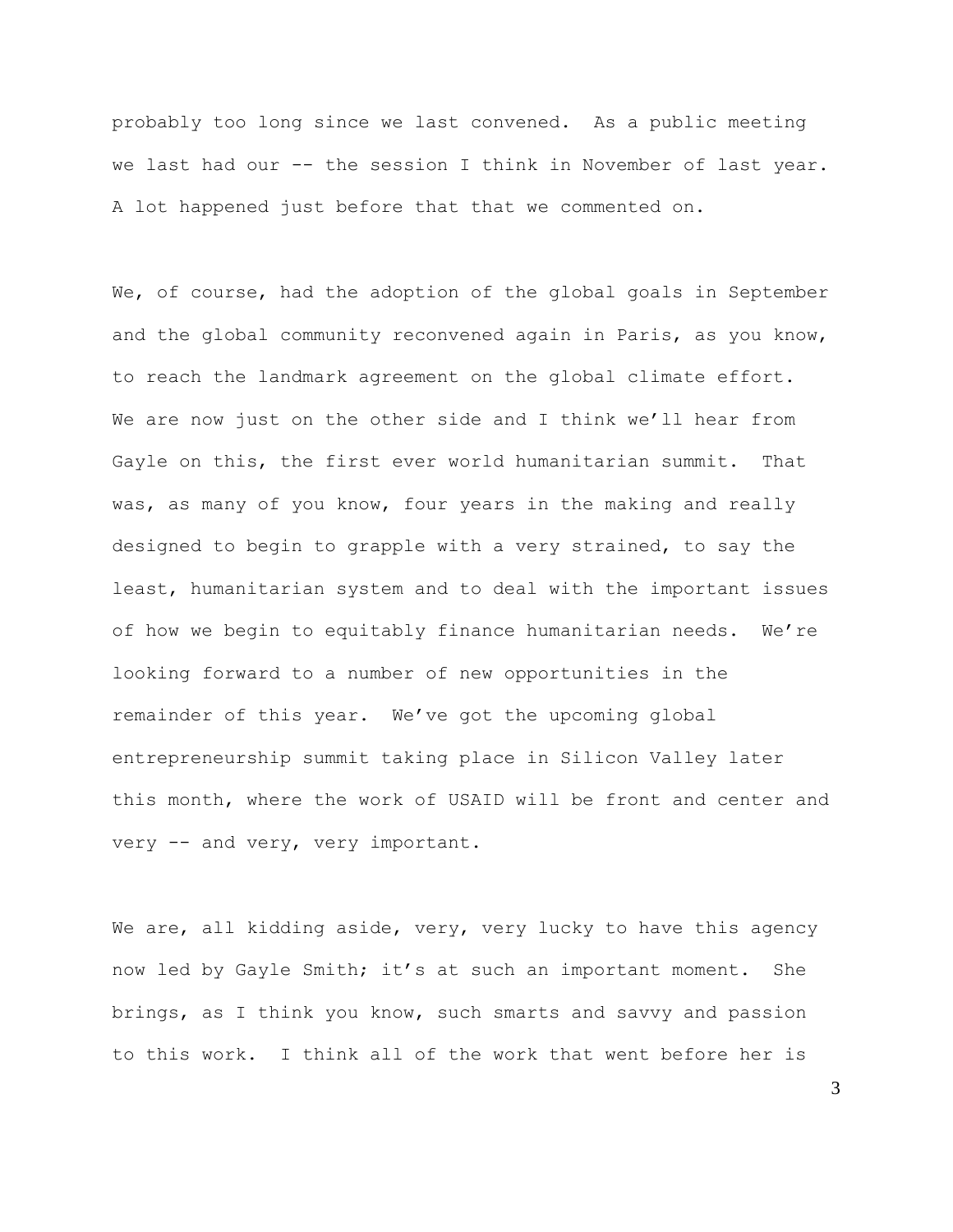probably too long since we last convened. As a public meeting we last had our -- the session I think in November of last year. A lot happened just before that that we commented on.

We, of course, had the adoption of the global goals in September and the global community reconvened again in Paris, as you know, to reach the landmark agreement on the global climate effort. We are now just on the other side and I think we'll hear from Gayle on this, the first ever world humanitarian summit. That was, as many of you know, four years in the making and really designed to begin to grapple with a very strained, to say the least, humanitarian system and to deal with the important issues of how we begin to equitably finance humanitarian needs. We're looking forward to a number of new opportunities in the remainder of this year. We've got the upcoming global entrepreneurship summit taking place in Silicon Valley later this month, where the work of USAID will be front and center and very -- and very, very important.

We are, all kidding aside, very, very lucky to have this agency now led by Gayle Smith; it's at such an important moment. She brings, as I think you know, such smarts and savvy and passion to this work. I think all of the work that went before her is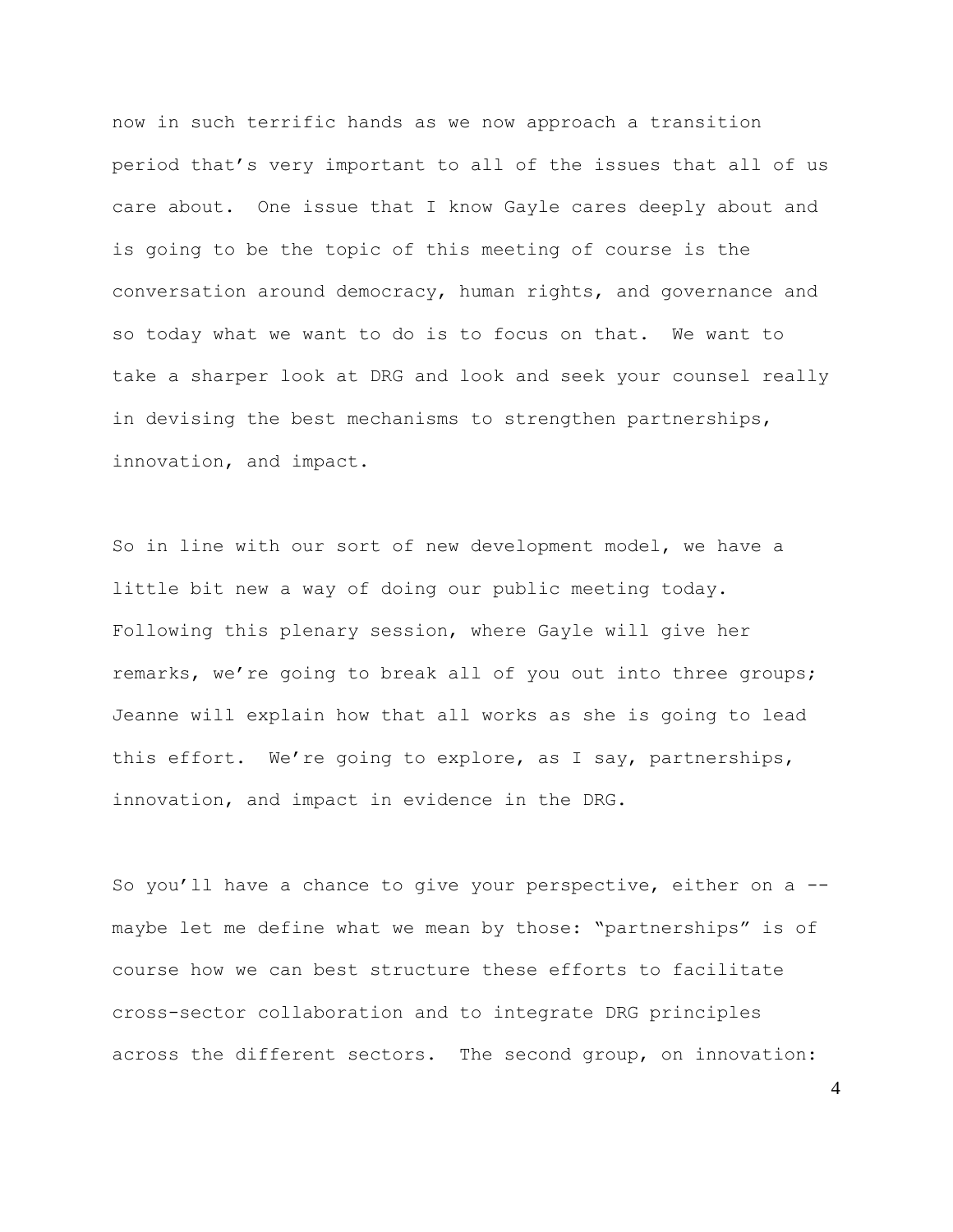now in such terrific hands as we now approach a transition period that's very important to all of the issues that all of us care about. One issue that I know Gayle cares deeply about and is going to be the topic of this meeting of course is the conversation around democracy, human rights, and governance and so today what we want to do is to focus on that. We want to take a sharper look at DRG and look and seek your counsel really in devising the best mechanisms to strengthen partnerships, innovation, and impact.

So in line with our sort of new development model, we have a little bit new a way of doing our public meeting today. Following this plenary session, where Gayle will give her remarks, we're going to break all of you out into three groups; Jeanne will explain how that all works as she is going to lead this effort. We're going to explore, as I say, partnerships, innovation, and impact in evidence in the DRG.

So you'll have a chance to give your perspective, either on a -- maybe let me define what we mean by those: "partnerships" is of course how we can best structure these efforts to facilitate cross-sector collaboration and to integrate DRG principles across the different sectors. The second group, on innovation: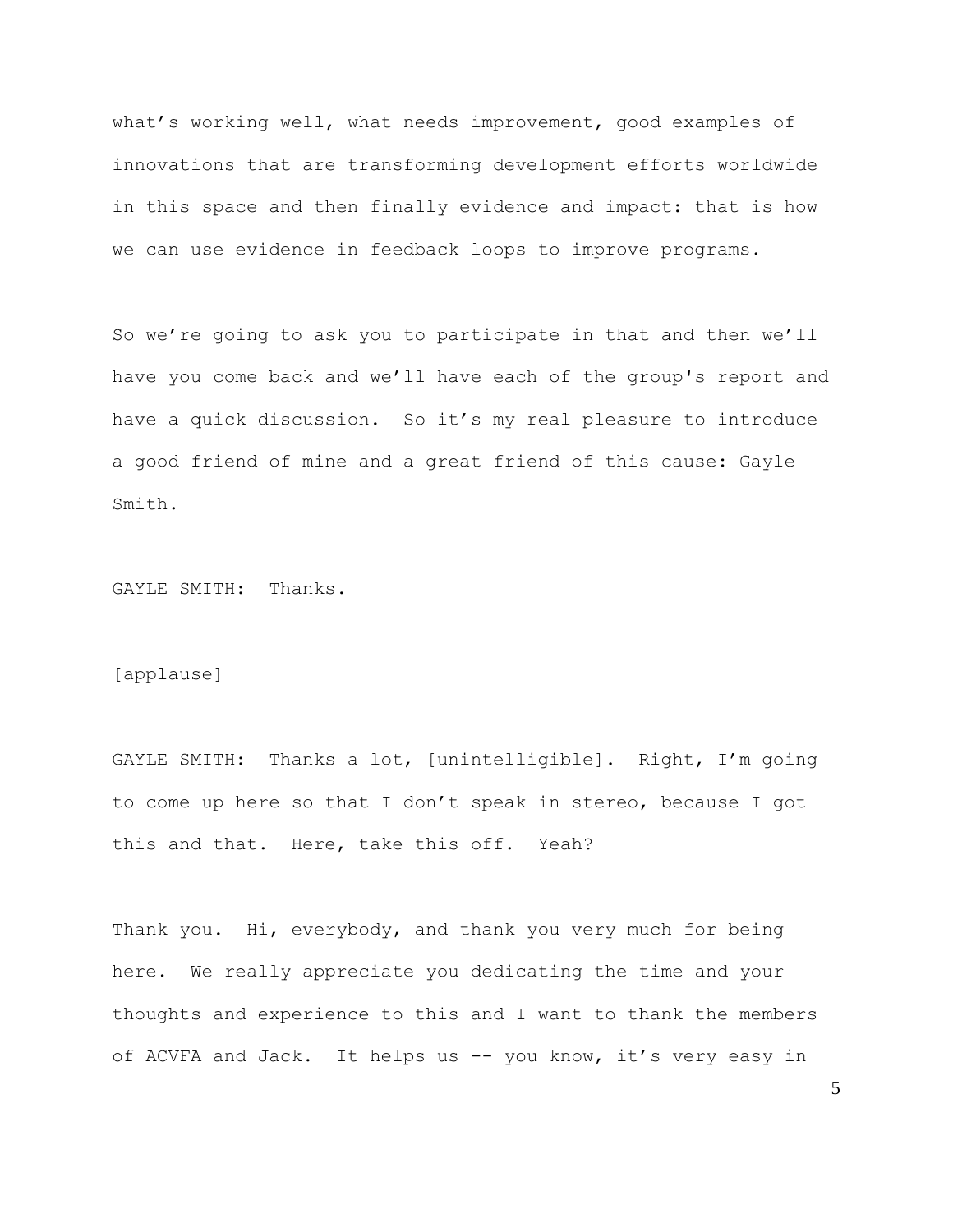what's working well, what needs improvement, good examples of innovations that are transforming development efforts worldwide in this space and then finally evidence and impact: that is how we can use evidence in feedback loops to improve programs.

So we're going to ask you to participate in that and then we'll have you come back and we'll have each of the group's report and have a quick discussion. So it's my real pleasure to introduce a good friend of mine and a great friend of this cause: Gayle Smith.

GAYLE SMITH: Thanks.

[applause]

GAYLE SMITH: Thanks a lot, [unintelligible]. Right, I'm going to come up here so that I don't speak in stereo, because I got this and that. Here, take this off. Yeah?

Thank you. Hi, everybody, and thank you very much for being here. We really appreciate you dedicating the time and your thoughts and experience to this and I want to thank the members of ACVFA and Jack. It helps us -- you know, it's very easy in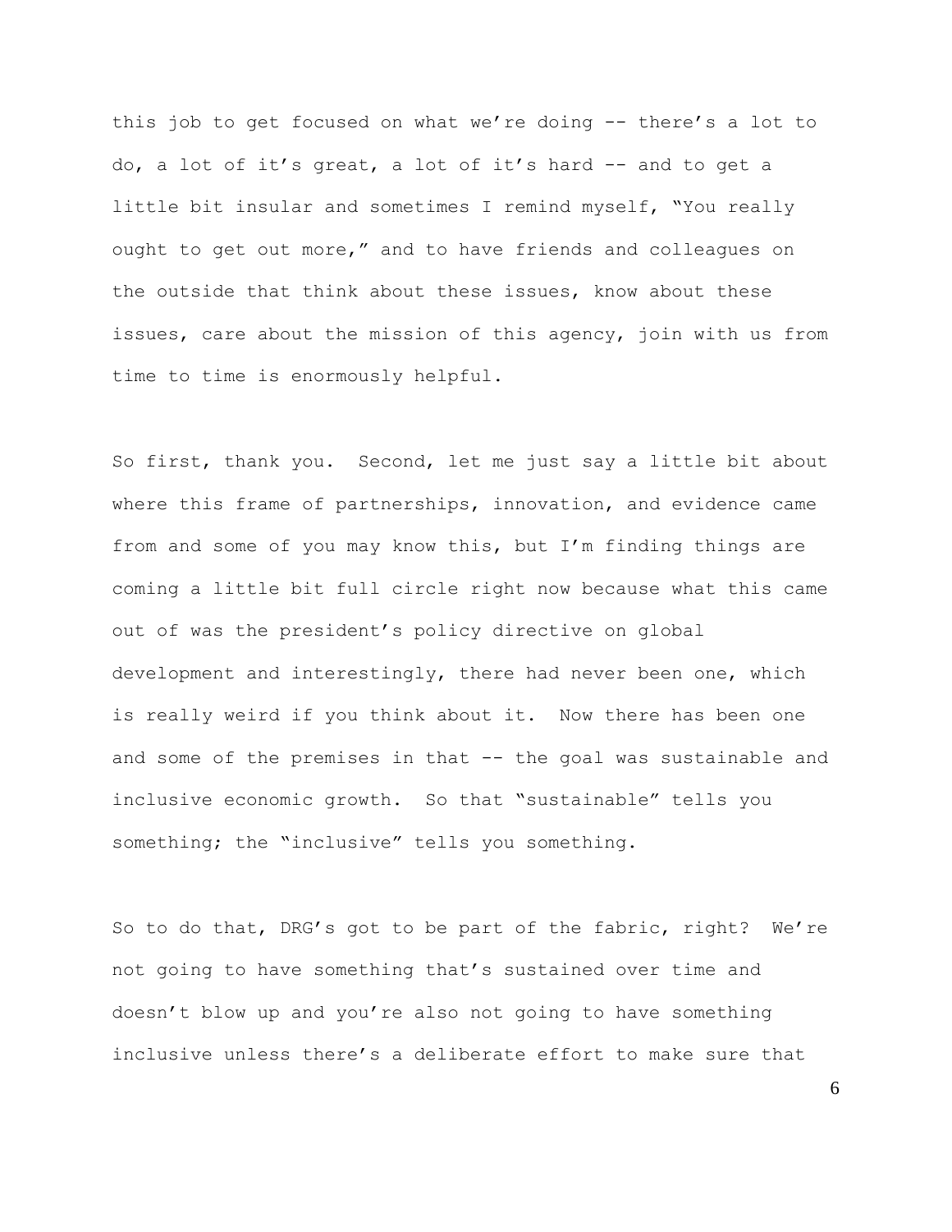this job to get focused on what we're doing -- there's a lot to do, a lot of it's great, a lot of it's hard -- and to get a little bit insular and sometimes I remind myself, "You really ought to get out more," and to have friends and colleagues on the outside that think about these issues, know about these issues, care about the mission of this agency, join with us from time to time is enormously helpful.

So first, thank you. Second, let me just say a little bit about where this frame of partnerships, innovation, and evidence came from and some of you may know this, but I'm finding things are coming a little bit full circle right now because what this came out of was the president's policy directive on global development and interestingly, there had never been one, which is really weird if you think about it. Now there has been one and some of the premises in that -- the goal was sustainable and inclusive economic growth. So that "sustainable" tells you something; the "inclusive" tells you something.

So to do that, DRG's got to be part of the fabric, right? We're not going to have something that's sustained over time and doesn't blow up and you're also not going to have something inclusive unless there's a deliberate effort to make sure that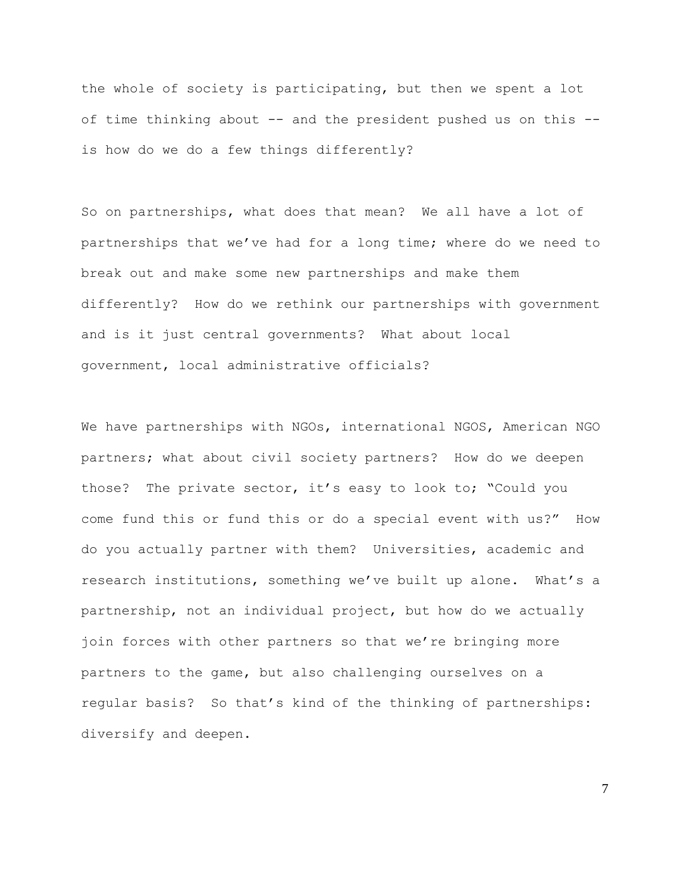the whole of society is participating, but then we spent a lot of time thinking about -- and the president pushed us on this -- is how do we do a few things differently?

So on partnerships, what does that mean? We all have a lot of partnerships that we've had for a long time; where do we need to break out and make some new partnerships and make them differently? How do we rethink our partnerships with government and is it just central governments? What about local government, local administrative officials?

We have partnerships with NGOs, international NGOS, American NGO partners; what about civil society partners? How do we deepen those? The private sector, it's easy to look to; "Could you come fund this or fund this or do a special event with us?" How do you actually partner with them? Universities, academic and research institutions, something we've built up alone. What's a partnership, not an individual project, but how do we actually join forces with other partners so that we're bringing more partners to the game, but also challenging ourselves on a regular basis? So that's kind of the thinking of partnerships: diversify and deepen.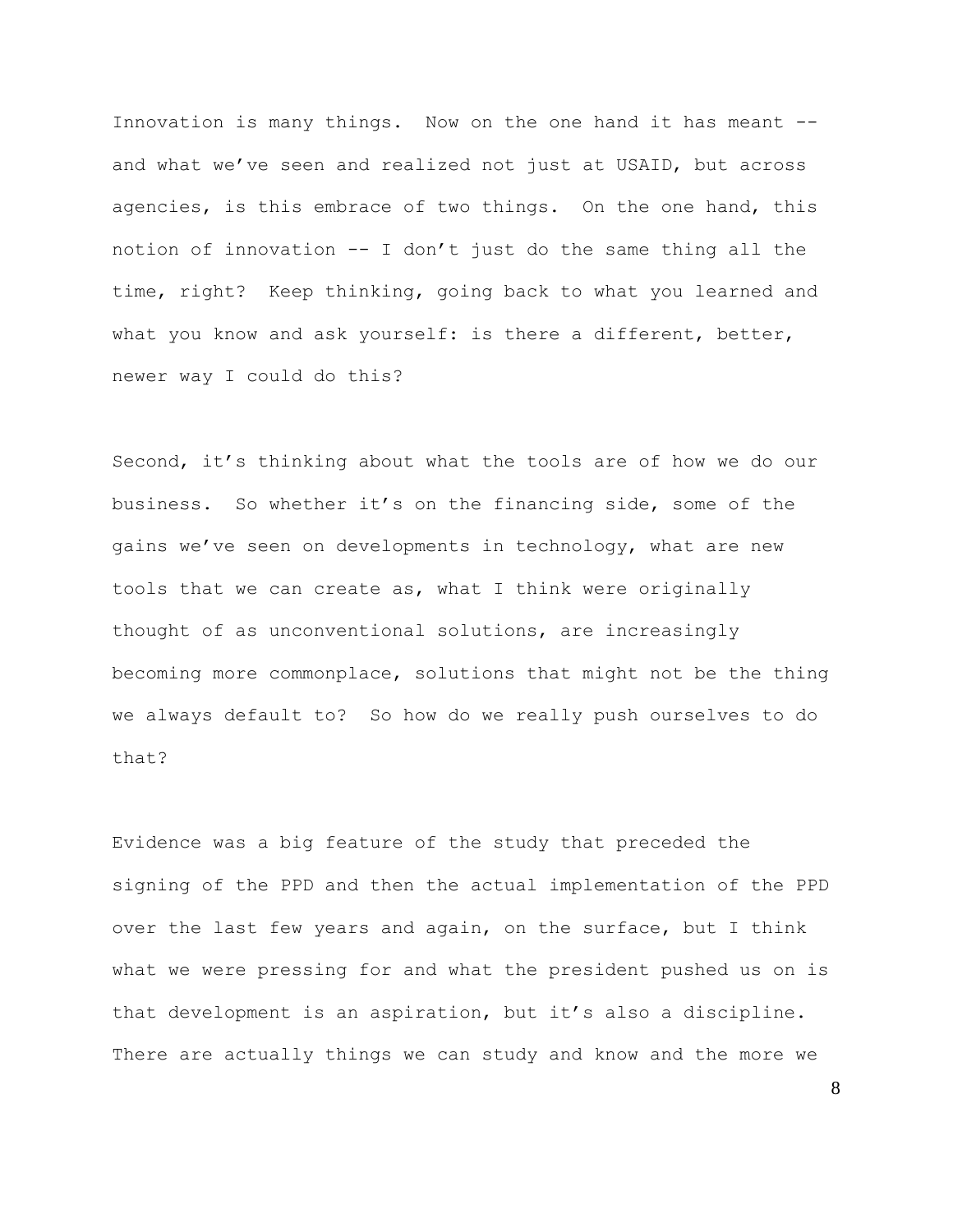Innovation is many things. Now on the one hand it has meant -- and what we've seen and realized not just at USAID, but across agencies, is this embrace of two things. On the one hand, this notion of innovation -- I don't just do the same thing all the time, right? Keep thinking, going back to what you learned and what you know and ask yourself: is there a different, better, newer way I could do this?

Second, it's thinking about what the tools are of how we do our business. So whether it's on the financing side, some of the gains we've seen on developments in technology, what are new tools that we can create as, what I think were originally thought of as unconventional solutions, are increasingly becoming more commonplace, solutions that might not be the thing we always default to? So how do we really push ourselves to do that?

Evidence was a big feature of the study that preceded the signing of the PPD and then the actual implementation of the PPD over the last few years and again, on the surface, but I think what we were pressing for and what the president pushed us on is that development is an aspiration, but it's also a discipline. There are actually things we can study and know and the more we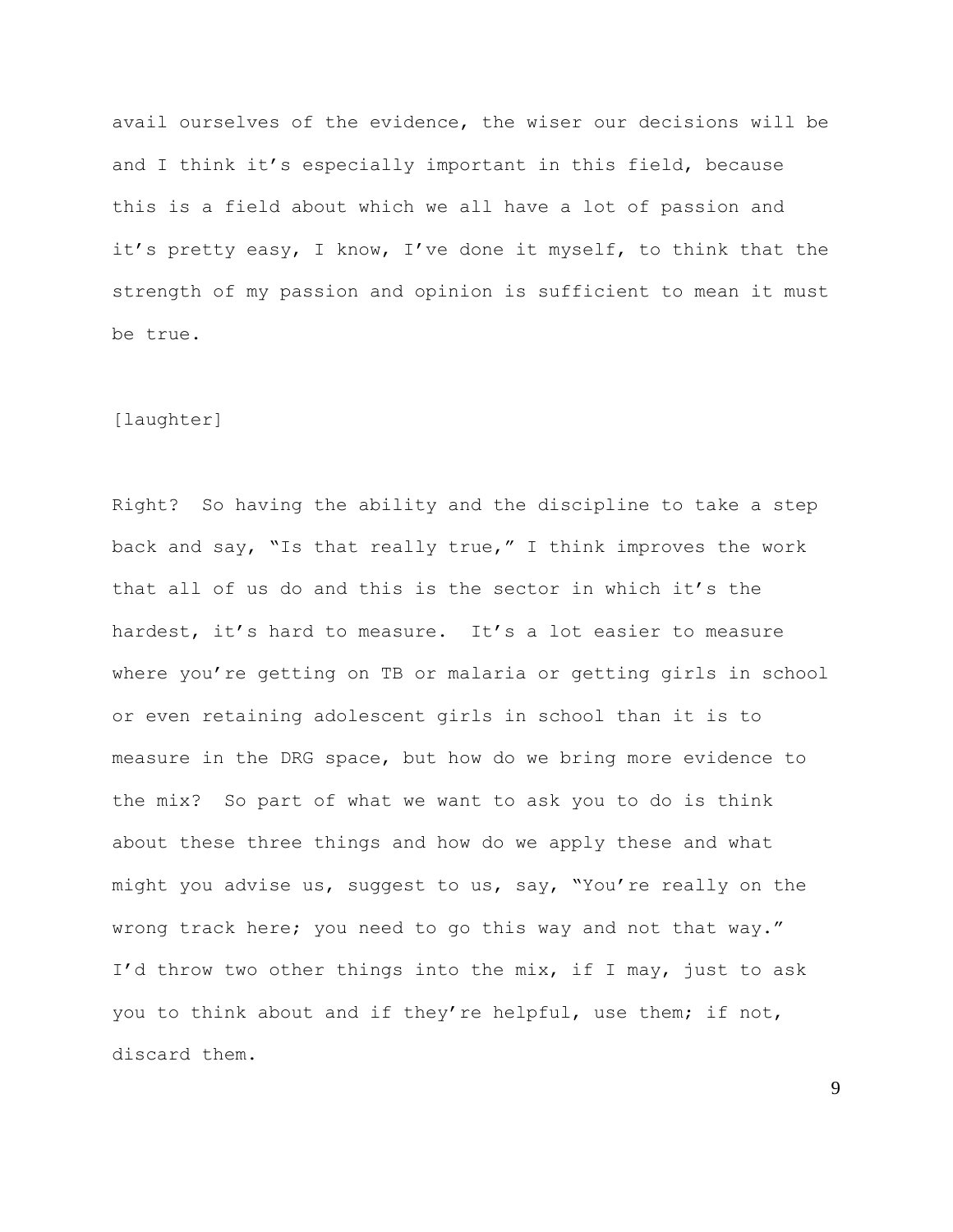avail ourselves of the evidence, the wiser our decisions will be and I think it's especially important in this field, because this is a field about which we all have a lot of passion and it's pretty easy, I know, I've done it myself, to think that the strength of my passion and opinion is sufficient to mean it must be true.

[laughter]

Right? So having the ability and the discipline to take a step back and say, "Is that really true," I think improves the work that all of us do and this is the sector in which it's the hardest, it's hard to measure. It's a lot easier to measure where you're getting on TB or malaria or getting girls in school or even retaining adolescent girls in school than it is to measure in the DRG space, but how do we bring more evidence to the mix? So part of what we want to ask you to do is think about these three things and how do we apply these and what might you advise us, suggest to us, say, "You're really on the wrong track here; you need to go this way and not that way." I'd throw two other things into the mix, if I may, just to ask you to think about and if they're helpful, use them; if not, discard them.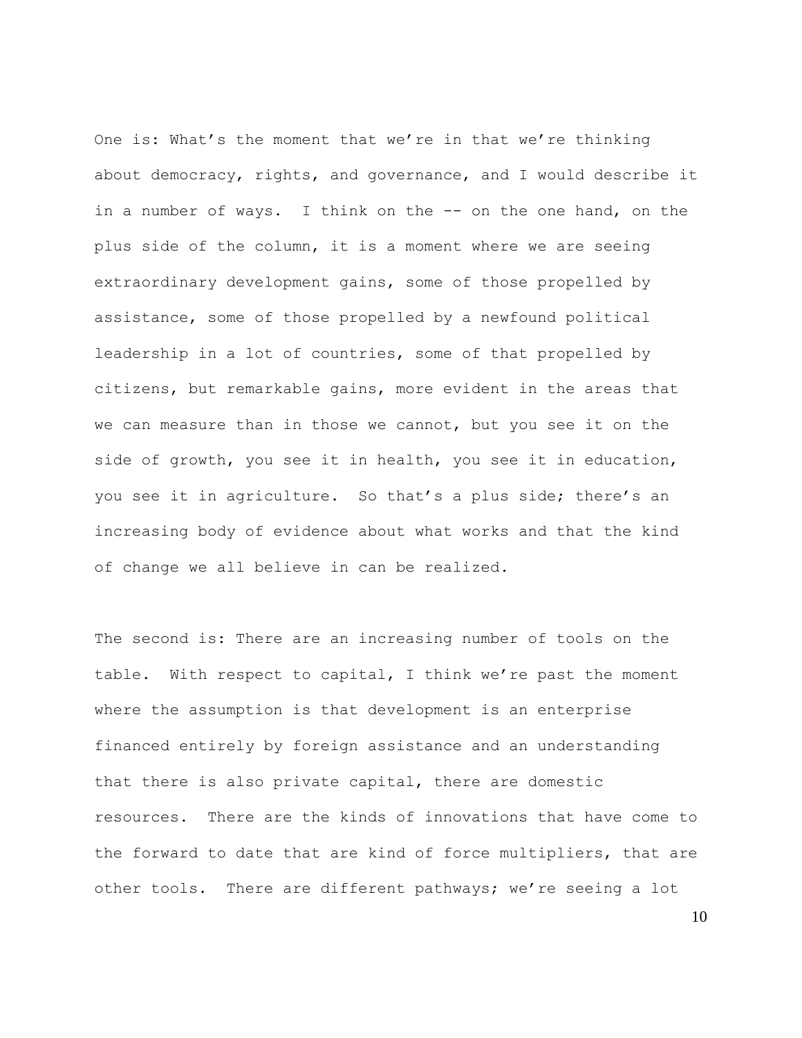One is: What's the moment that we're in that we're thinking about democracy, rights, and governance, and I would describe it in a number of ways. I think on the -- on the one hand, on the plus side of the column, it is a moment where we are seeing extraordinary development gains, some of those propelled by assistance, some of those propelled by a newfound political leadership in a lot of countries, some of that propelled by citizens, but remarkable gains, more evident in the areas that we can measure than in those we cannot, but you see it on the side of growth, you see it in health, you see it in education, you see it in agriculture. So that's a plus side; there's an increasing body of evidence about what works and that the kind of change we all believe in can be realized.

The second is: There are an increasing number of tools on the table. With respect to capital, I think we're past the moment where the assumption is that development is an enterprise financed entirely by foreign assistance and an understanding that there is also private capital, there are domestic resources. There are the kinds of innovations that have come to the forward to date that are kind of force multipliers, that are other tools. There are different pathways; we're seeing a lot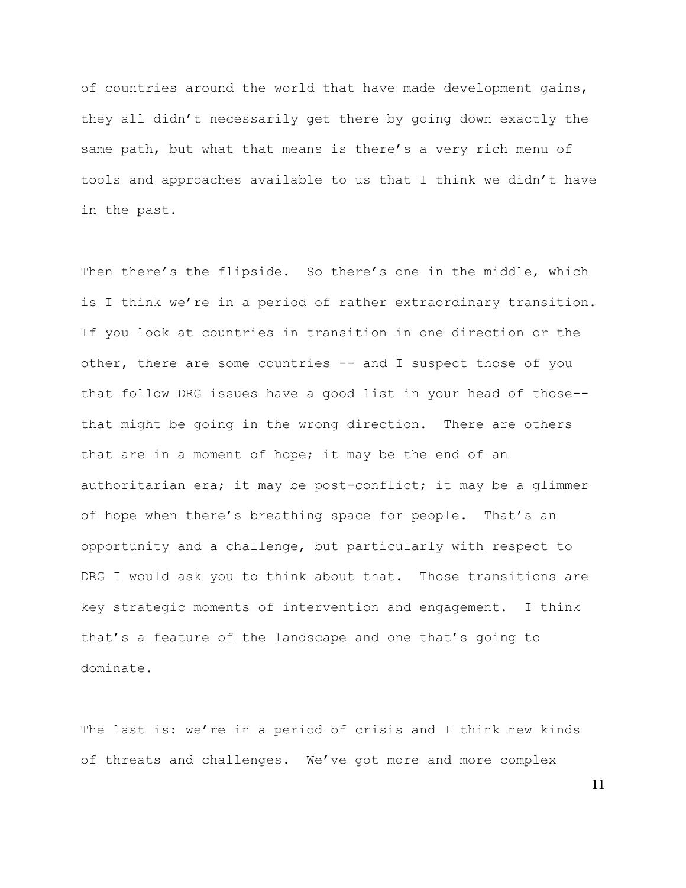of countries around the world that have made development gains, they all didn't necessarily get there by going down exactly the same path, but what that means is there's a very rich menu of tools and approaches available to us that I think we didn't have in the past.

Then there's the flipside. So there's one in the middle, which is I think we're in a period of rather extraordinary transition. If you look at countries in transition in one direction or the other, there are some countries -- and I suspect those of you that follow DRG issues have a good list in your head of those-- that might be going in the wrong direction. There are others that are in a moment of hope; it may be the end of an authoritarian era; it may be post-conflict; it may be a glimmer of hope when there's breathing space for people. That's an opportunity and a challenge, but particularly with respect to DRG I would ask you to think about that. Those transitions are key strategic moments of intervention and engagement. I think that's a feature of the landscape and one that's going to dominate.

The last is: we're in a period of crisis and I think new kinds of threats and challenges. We've got more and more complex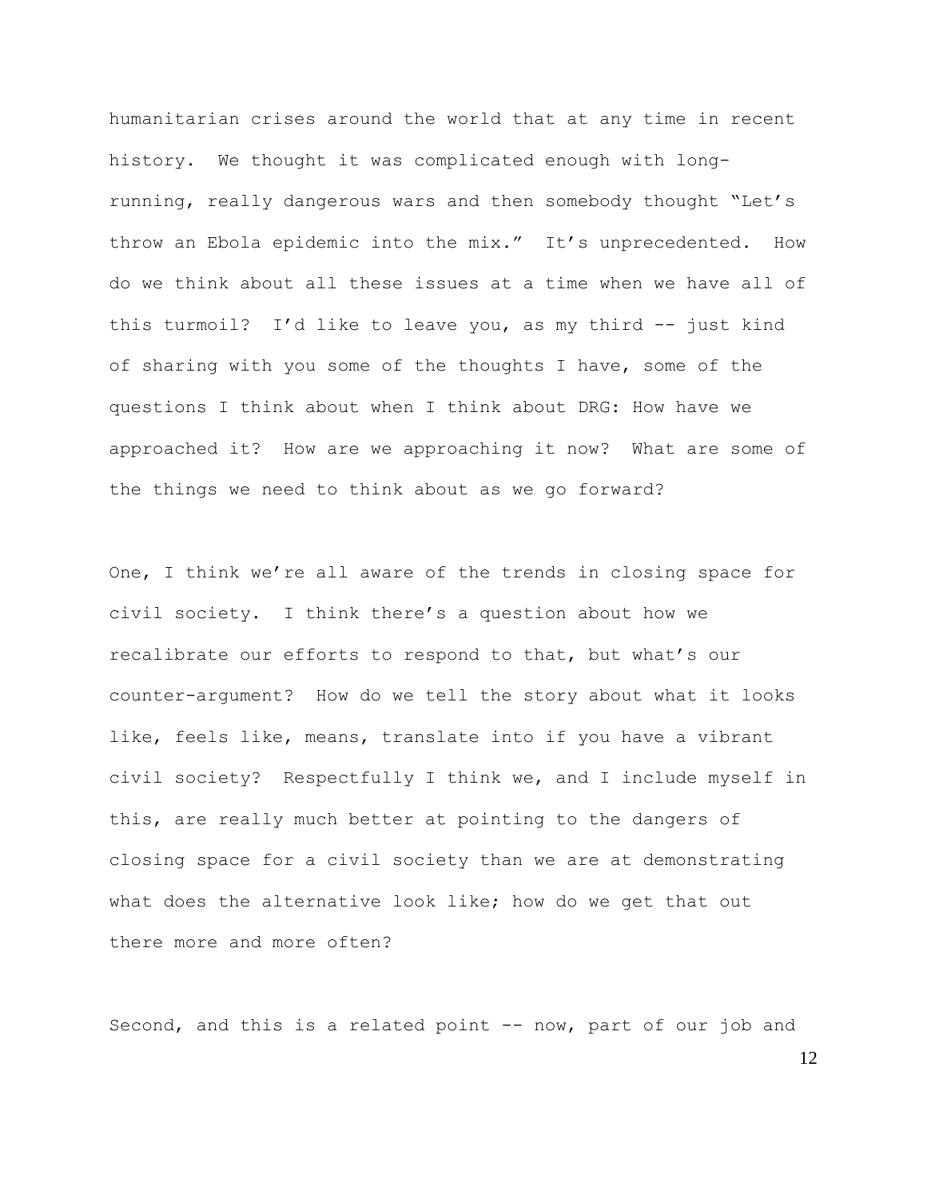humanitarian crises around the world that at any time in recent history. We thought it was complicated enough with long-running, really dangerous wars and then somebody thought "Let's throw an Ebola epidemic into the mix." It's unprecedented. How do we think about all these issues at a time when we have all of this turmoil? I'd like to leave you, as my third -- just kind of sharing with you some of the thoughts I have, some of the questions I think about when I think about DRG: How have we approached it? How are we approaching it now? What are some of the things we need to think about as we go forward?

One, I think we're all aware of the trends in closing space for civil society. I think there's a question about how we recalibrate our efforts to respond to that, but what's our counter-argument? How do we tell the story about what it looks like, feels like, means, translate into if you have a vibrant civil society? Respectfully I think we, and I include myself in this, are really much better at pointing to the dangers of closing space for a civil society than we are at demonstrating what does the alternative look like; how do we get that out there more and more often?

Second, and this is a related point -- now, part of our job and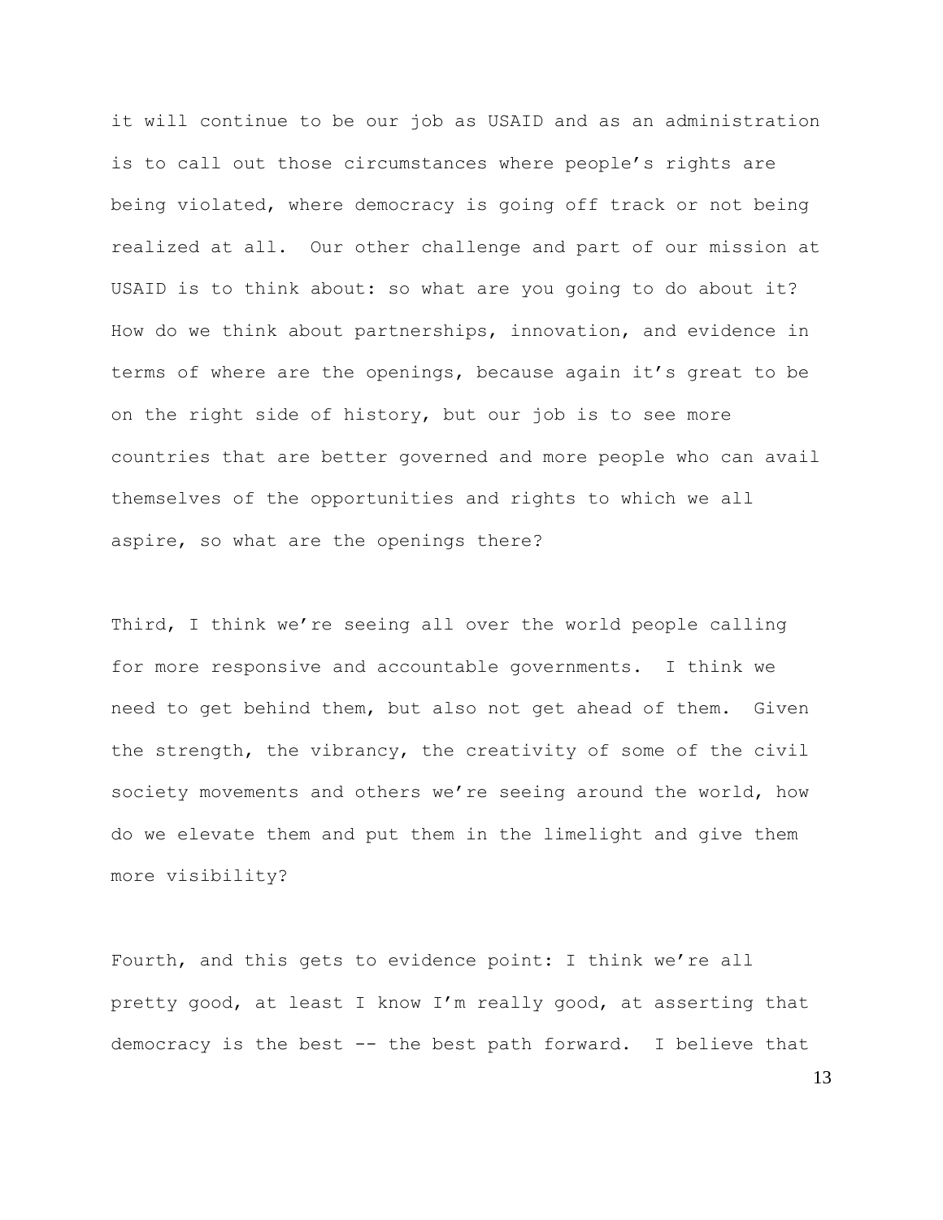it will continue to be our job as USAID and as an administration is to call out those circumstances where people's rights are being violated, where democracy is going off track or not being realized at all. Our other challenge and part of our mission at USAID is to think about: so what are you going to do about it? How do we think about partnerships, innovation, and evidence in terms of where are the openings, because again it's great to be on the right side of history, but our job is to see more countries that are better governed and more people who can avail themselves of the opportunities and rights to which we all aspire, so what are the openings there?

Third, I think we're seeing all over the world people calling for more responsive and accountable governments. I think we need to get behind them, but also not get ahead of them. Given the strength, the vibrancy, the creativity of some of the civil society movements and others we're seeing around the world, how do we elevate them and put them in the limelight and give them more visibility?

Fourth, and this gets to evidence point: I think we're all pretty good, at least I know I'm really good, at asserting that democracy is the best -- the best path forward. I believe that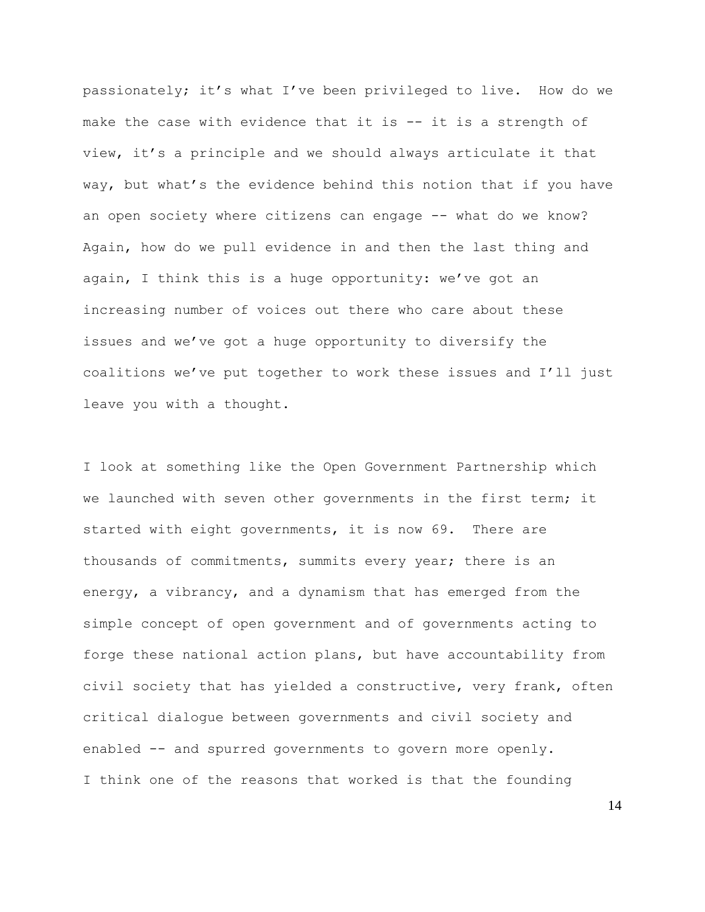passionately; it's what I've been privileged to live. How do we make the case with evidence that it is -- it is a strength of view, it's a principle and we should always articulate it that way, but what's the evidence behind this notion that if you have an open society where citizens can engage -- what do we know? Again, how do we pull evidence in and then the last thing and again, I think this is a huge opportunity: we've got an increasing number of voices out there who care about these issues and we've got a huge opportunity to diversify the coalitions we've put together to work these issues and I'll just leave you with a thought.

I look at something like the Open Government Partnership which we launched with seven other governments in the first term; it started with eight governments, it is now 69. There are thousands of commitments, summits every year; there is an energy, a vibrancy, and a dynamism that has emerged from the simple concept of open government and of governments acting to forge these national action plans, but have accountability from civil society that has yielded a constructive, very frank, often critical dialogue between governments and civil society and enabled -- and spurred governments to govern more openly. I think one of the reasons that worked is that the founding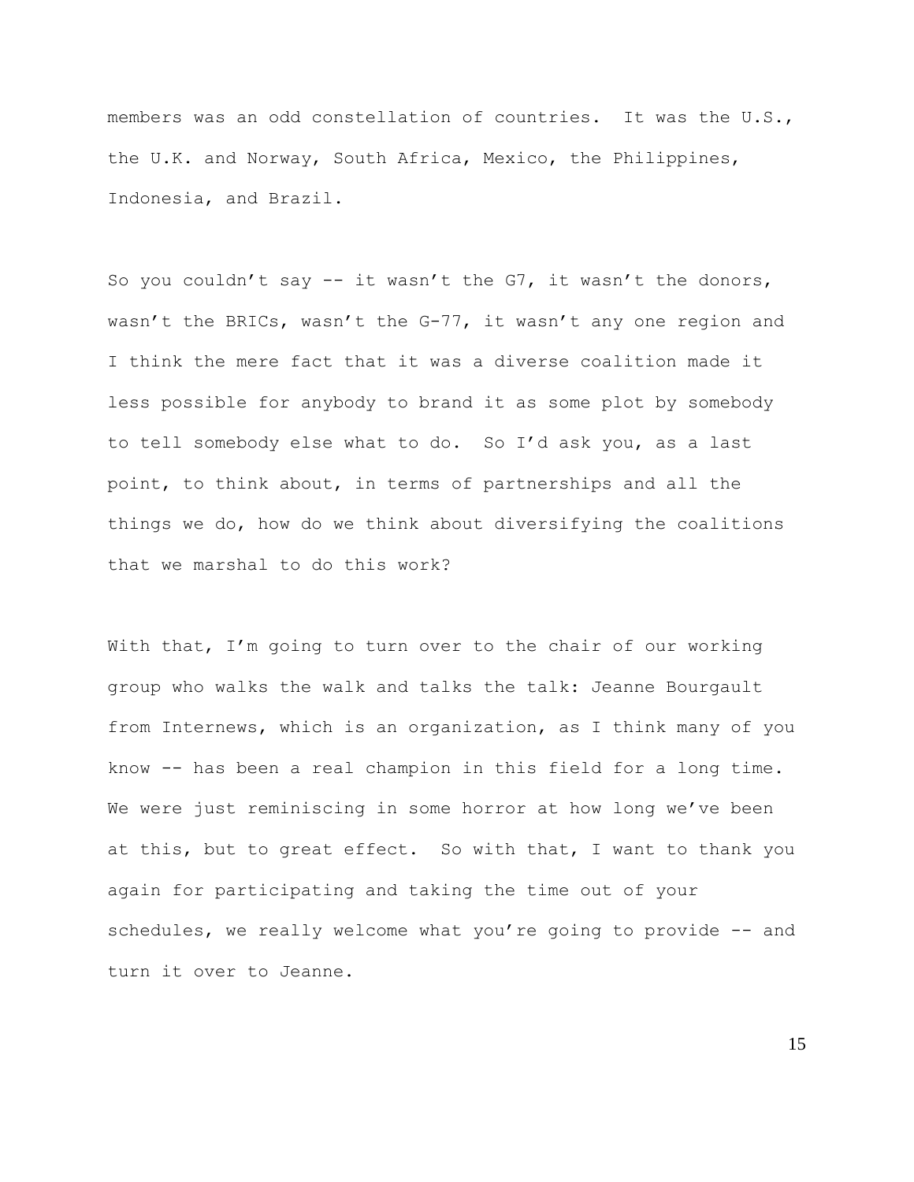members was an odd constellation of countries. It was the U.S., the U.K. and Norway, South Africa, Mexico, the Philippines, Indonesia, and Brazil.

So you couldn't say -- it wasn't the G7, it wasn't the donors, wasn't the BRICs, wasn't the G-77, it wasn't any one region and I think the mere fact that it was a diverse coalition made it less possible for anybody to brand it as some plot by somebody to tell somebody else what to do. So I'd ask you, as a last point, to think about, in terms of partnerships and all the things we do, how do we think about diversifying the coalitions that we marshal to do this work?

With that, I'm going to turn over to the chair of our working group who walks the walk and talks the talk: Jeanne Bourgault from Internews, which is an organization, as I think many of you know -- has been a real champion in this field for a long time. We were just reminiscing in some horror at how long we've been at this, but to great effect. So with that, I want to thank you again for participating and taking the time out of your schedules, we really welcome what you're going to provide -- and turn it over to Jeanne.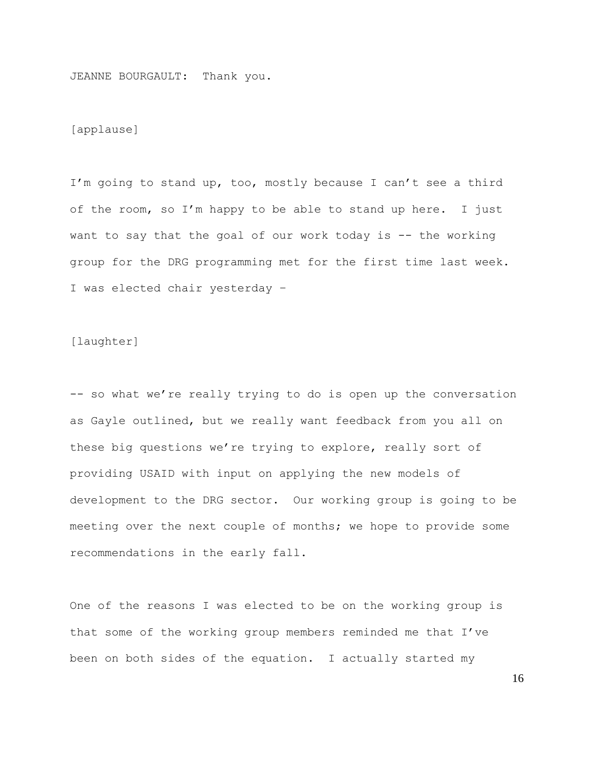JEANNE BOURGAULT: Thank you.

[applause]

I'm going to stand up, too, mostly because I can't see a third of the room, so I'm happy to be able to stand up here. I just want to say that the goal of our work today is -- the working group for the DRG programming met for the first time last week. I was elected chair yesterday –

[laughter]

-- so what we're really trying to do is open up the conversation as Gayle outlined, but we really want feedback from you all on these big questions we're trying to explore, really sort of providing USAID with input on applying the new models of development to the DRG sector. Our working group is going to be meeting over the next couple of months; we hope to provide some recommendations in the early fall.

One of the reasons I was elected to be on the working group is that some of the working group members reminded me that I've been on both sides of the equation. I actually started my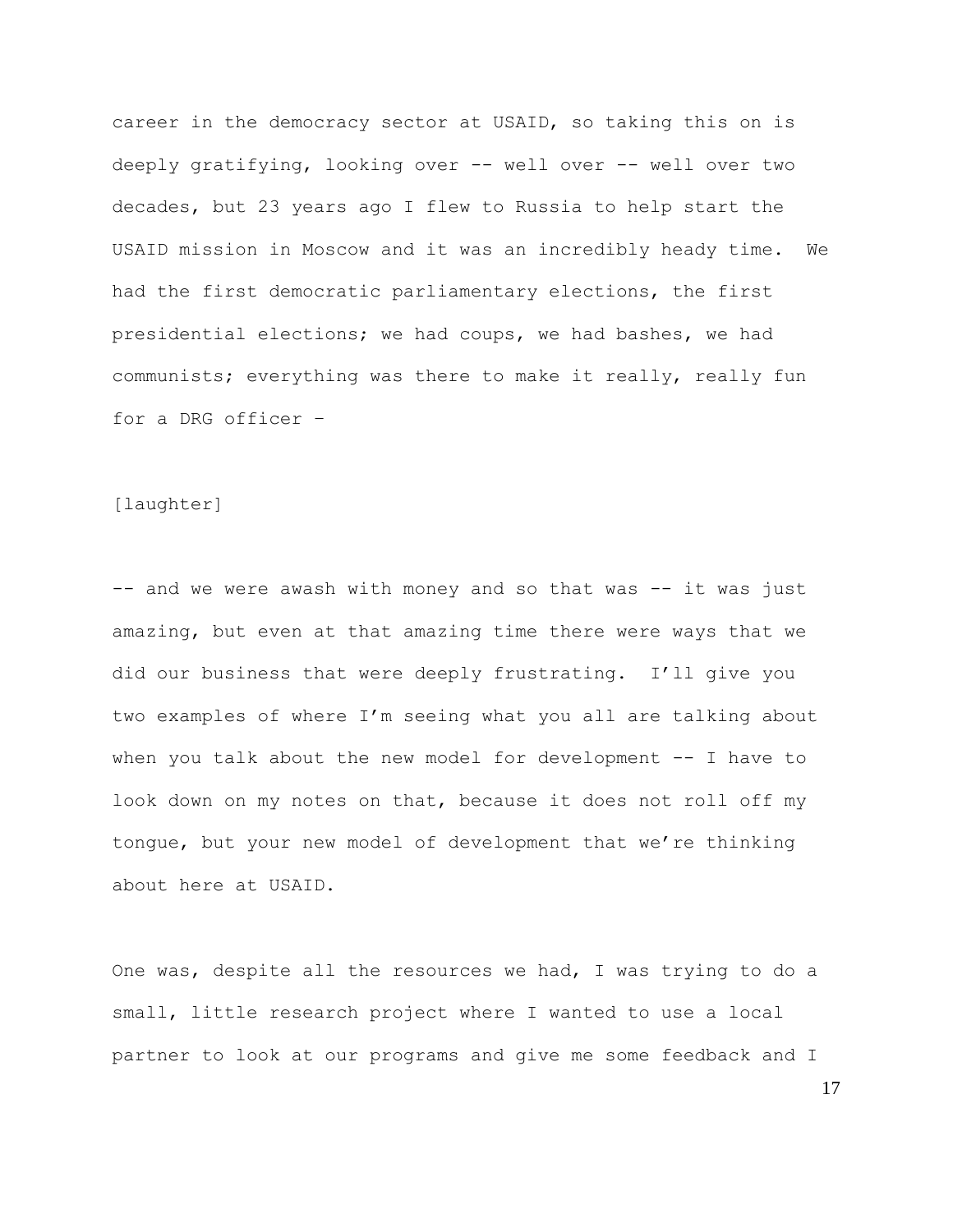career in the democracy sector at USAID, so taking this on is deeply gratifying, looking over -- well over -- well over two decades, but 23 years ago I flew to Russia to help start the USAID mission in Moscow and it was an incredibly heady time. We had the first democratic parliamentary elections, the first presidential elections; we had coups, we had bashes, we had communists; everything was there to make it really, really fun for a DRG officer –

[laughter]

-- and we were awash with money and so that was -- it was just amazing, but even at that amazing time there were ways that we did our business that were deeply frustrating. I'll give you two examples of where I'm seeing what you all are talking about when you talk about the new model for development -- I have to look down on my notes on that, because it does not roll off my tongue, but your new model of development that we're thinking about here at USAID.

One was, despite all the resources we had, I was trying to do a small, little research project where I wanted to use a local partner to look at our programs and give me some feedback and I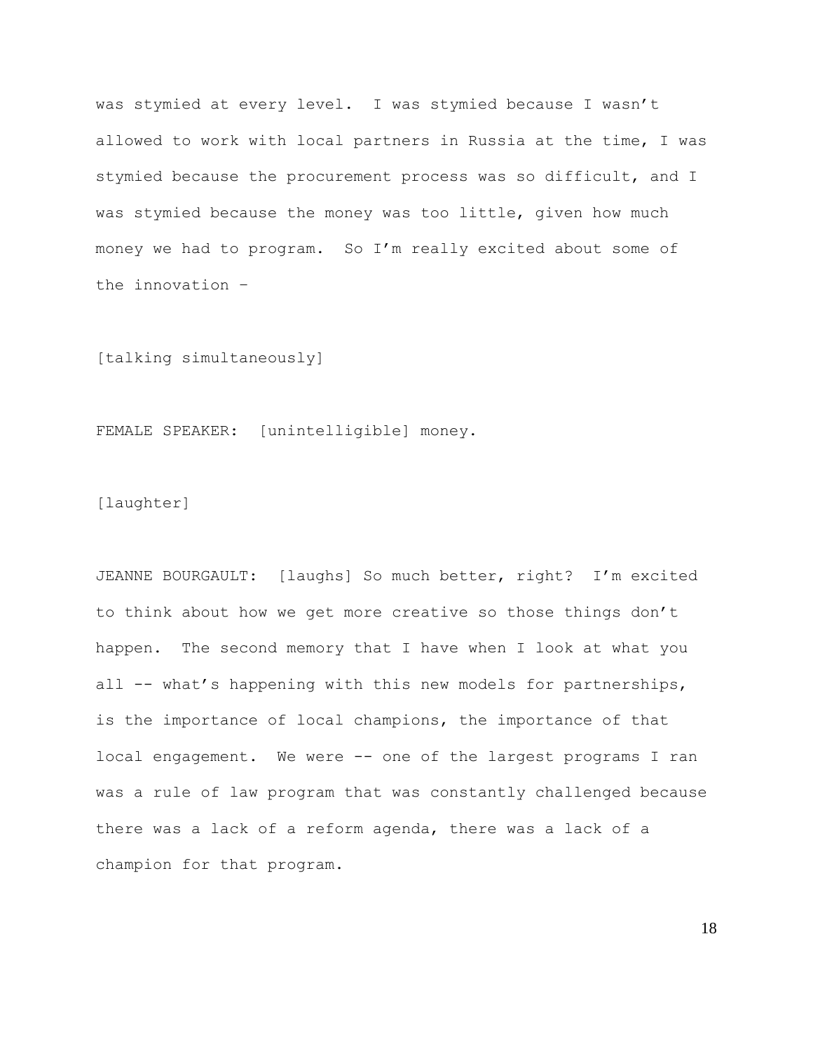was stymied at every level. I was stymied because I wasn't allowed to work with local partners in Russia at the time, I was stymied because the procurement process was so difficult, and I was stymied because the money was too little, given how much money we had to program. So I'm really excited about some of the innovation –

[talking simultaneously]

FEMALE SPEAKER: [unintelligible] money.

[laughter]

JEANNE BOURGAULT: [laughs] So much better, right? I'm excited to think about how we get more creative so those things don't happen. The second memory that I have when I look at what you all -- what's happening with this new models for partnerships, is the importance of local champions, the importance of that local engagement. We were -- one of the largest programs I ran was a rule of law program that was constantly challenged because there was a lack of a reform agenda, there was a lack of a champion for that program.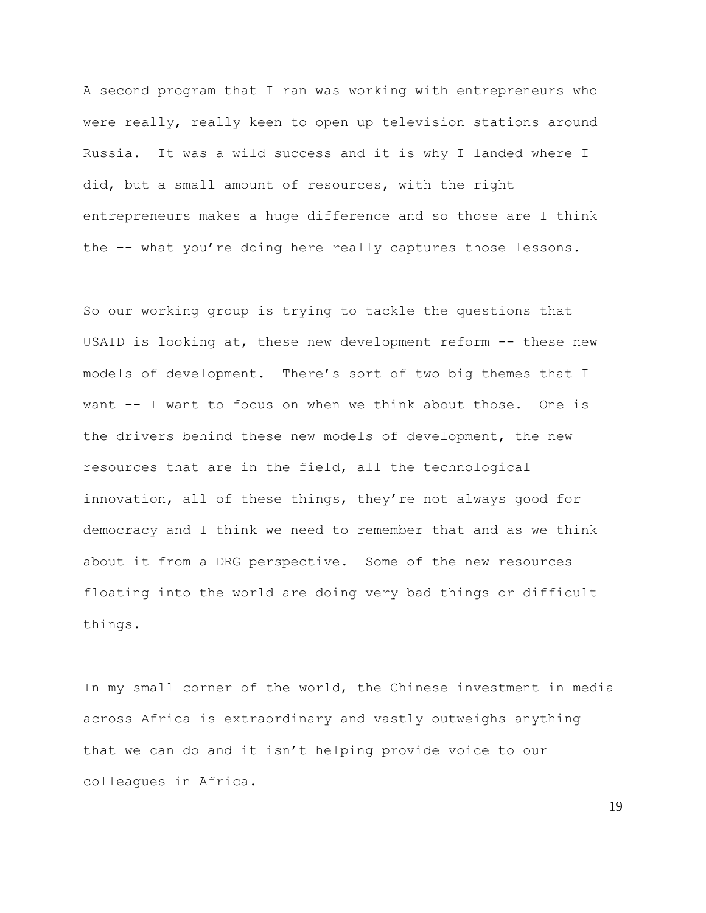A second program that I ran was working with entrepreneurs who were really, really keen to open up television stations around Russia. It was a wild success and it is why I landed where I did, but a small amount of resources, with the right entrepreneurs makes a huge difference and so those are I think the -- what you're doing here really captures those lessons.

So our working group is trying to tackle the questions that USAID is looking at, these new development reform -- these new models of development. There's sort of two big themes that I want -- I want to focus on when we think about those. One is the drivers behind these new models of development, the new resources that are in the field, all the technological innovation, all of these things, they're not always good for democracy and I think we need to remember that and as we think about it from a DRG perspective. Some of the new resources floating into the world are doing very bad things or difficult things.

In my small corner of the world, the Chinese investment in media across Africa is extraordinary and vastly outweighs anything that we can do and it isn't helping provide voice to our colleagues in Africa.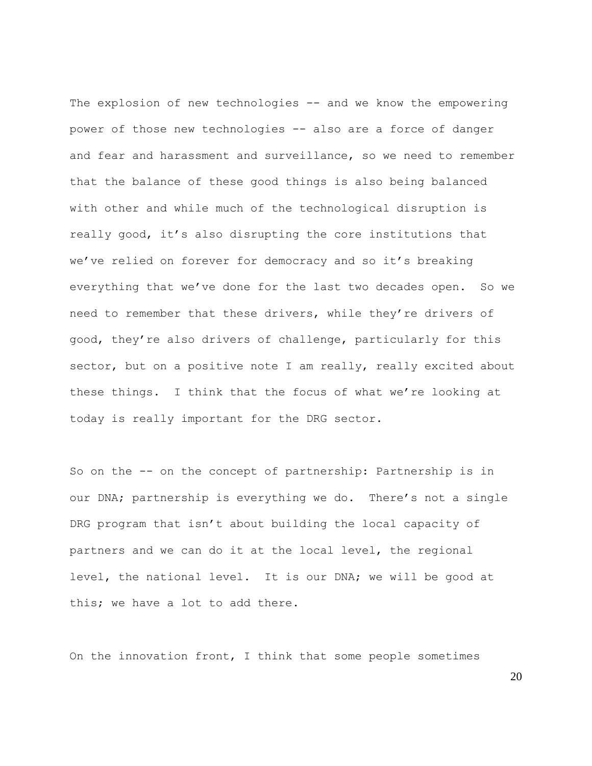The explosion of new technologies -- and we know the empowering power of those new technologies -- also are a force of danger and fear and harassment and surveillance, so we need to remember that the balance of these good things is also being balanced with other and while much of the technological disruption is really good, it's also disrupting the core institutions that we've relied on forever for democracy and so it's breaking everything that we've done for the last two decades open. So we need to remember that these drivers, while they're drivers of good, they're also drivers of challenge, particularly for this sector, but on a positive note I am really, really excited about these things. I think that the focus of what we're looking at today is really important for the DRG sector.

So on the -- on the concept of partnership: Partnership is in our DNA; partnership is everything we do. There's not a single DRG program that isn't about building the local capacity of partners and we can do it at the local level, the regional level, the national level. It is our DNA; we will be good at this; we have a lot to add there.

On the innovation front, I think that some people sometimes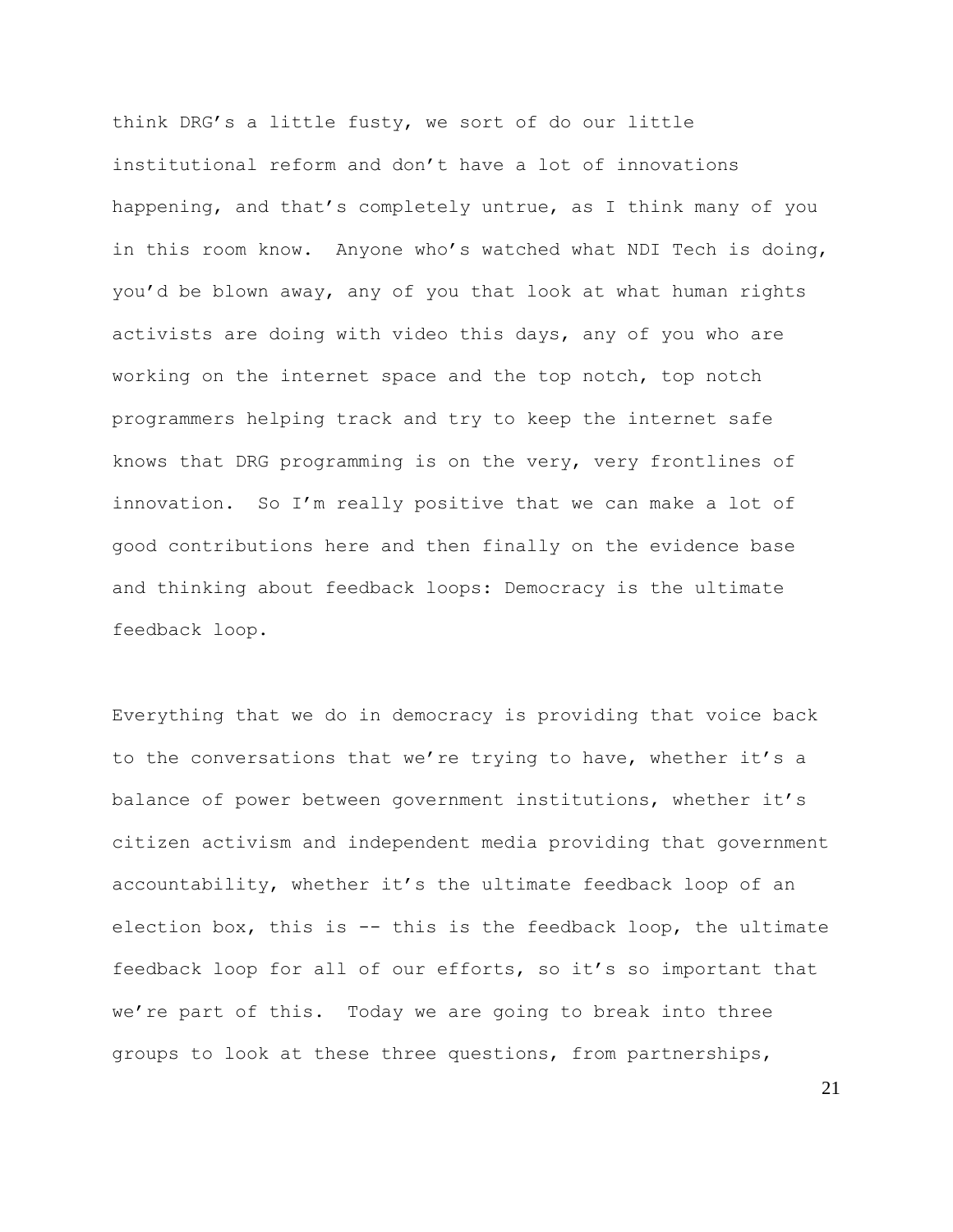think DRG's a little fusty, we sort of do our little institutional reform and don't have a lot of innovations happening, and that's completely untrue, as I think many of you in this room know. Anyone who's watched what NDI Tech is doing, you'd be blown away, any of you that look at what human rights activists are doing with video this days, any of you who are working on the internet space and the top notch, top notch programmers helping track and try to keep the internet safe knows that DRG programming is on the very, very frontlines of innovation. So I'm really positive that we can make a lot of good contributions here and then finally on the evidence base and thinking about feedback loops: Democracy is the ultimate feedback loop.

Everything that we do in democracy is providing that voice back to the conversations that we're trying to have, whether it's a balance of power between government institutions, whether it's citizen activism and independent media providing that government accountability, whether it's the ultimate feedback loop of an election box, this is -- this is the feedback loop, the ultimate feedback loop for all of our efforts, so it's so important that we're part of this. Today we are going to break into three groups to look at these three questions, from partnerships,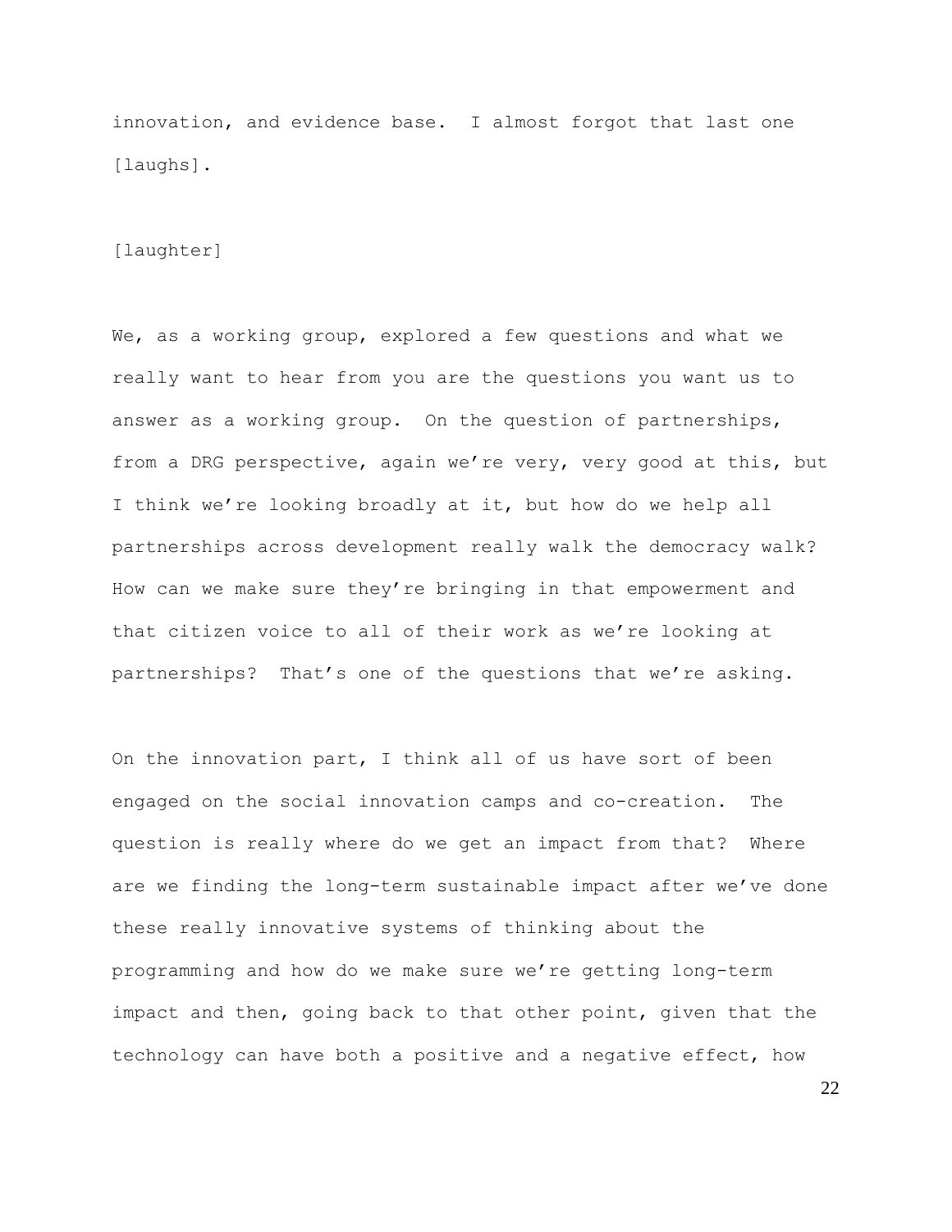innovation, and evidence base. I almost forgot that last one [laughs].

[laughter]

We, as a working group, explored a few questions and what we really want to hear from you are the questions you want us to answer as a working group. On the question of partnerships, from a DRG perspective, again we're very, very good at this, but I think we're looking broadly at it, but how do we help all partnerships across development really walk the democracy walk? How can we make sure they're bringing in that empowerment and that citizen voice to all of their work as we're looking at partnerships? That's one of the questions that we're asking.

On the innovation part, I think all of us have sort of been engaged on the social innovation camps and co-creation. The question is really where do we get an impact from that? Where are we finding the long-term sustainable impact after we've done these really innovative systems of thinking about the programming and how do we make sure we're getting long-term impact and then, going back to that other point, given that the technology can have both a positive and a negative effect, how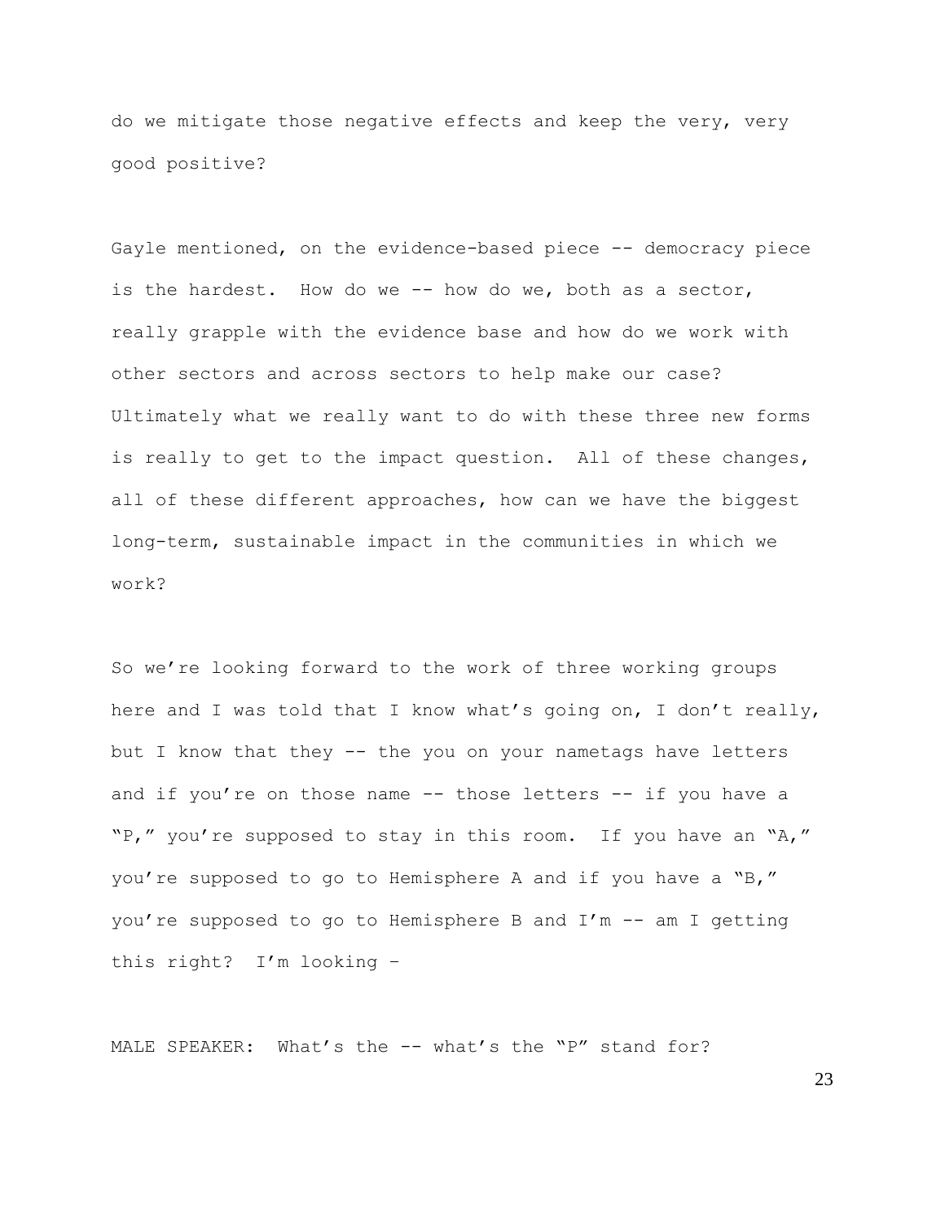do we mitigate those negative effects and keep the very, very good positive?

Gayle mentioned, on the evidence-based piece -- democracy piece is the hardest. How do we -- how do we, both as a sector, really grapple with the evidence base and how do we work with other sectors and across sectors to help make our case? Ultimately what we really want to do with these three new forms is really to get to the impact question. All of these changes, all of these different approaches, how can we have the biggest long-term, sustainable impact in the communities in which we work?

So we're looking forward to the work of three working groups here and I was told that I know what's going on, I don't really, but I know that they -- the you on your nametags have letters and if you're on those name -- those letters -- if you have a "P," you're supposed to stay in this room. If you have an "A," you're supposed to go to Hemisphere A and if you have a "B," you're supposed to go to Hemisphere B and I'm -- am I getting this right? I'm looking –

MALE SPEAKER: What's the -- what's the "P" stand for?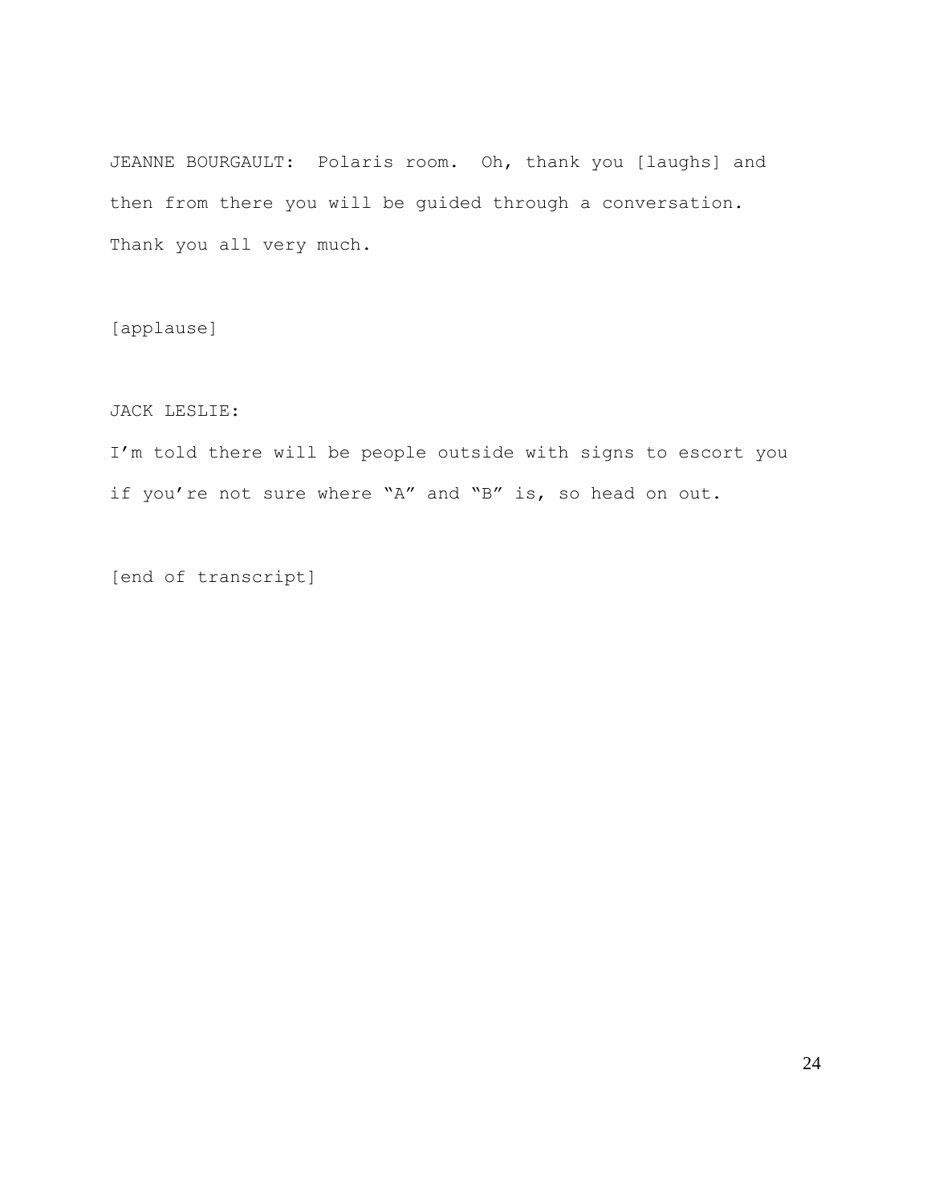JEANNE BOURGAULT: Polaris room. Oh, thank you [laughs] and then from there you will be guided through a conversation. Thank you all very much.

[applause]

JACK LESLIE:

I'm told there will be people outside with signs to escort you if you're not sure where "A" and "B" is, so head on out.

[end of transcript]